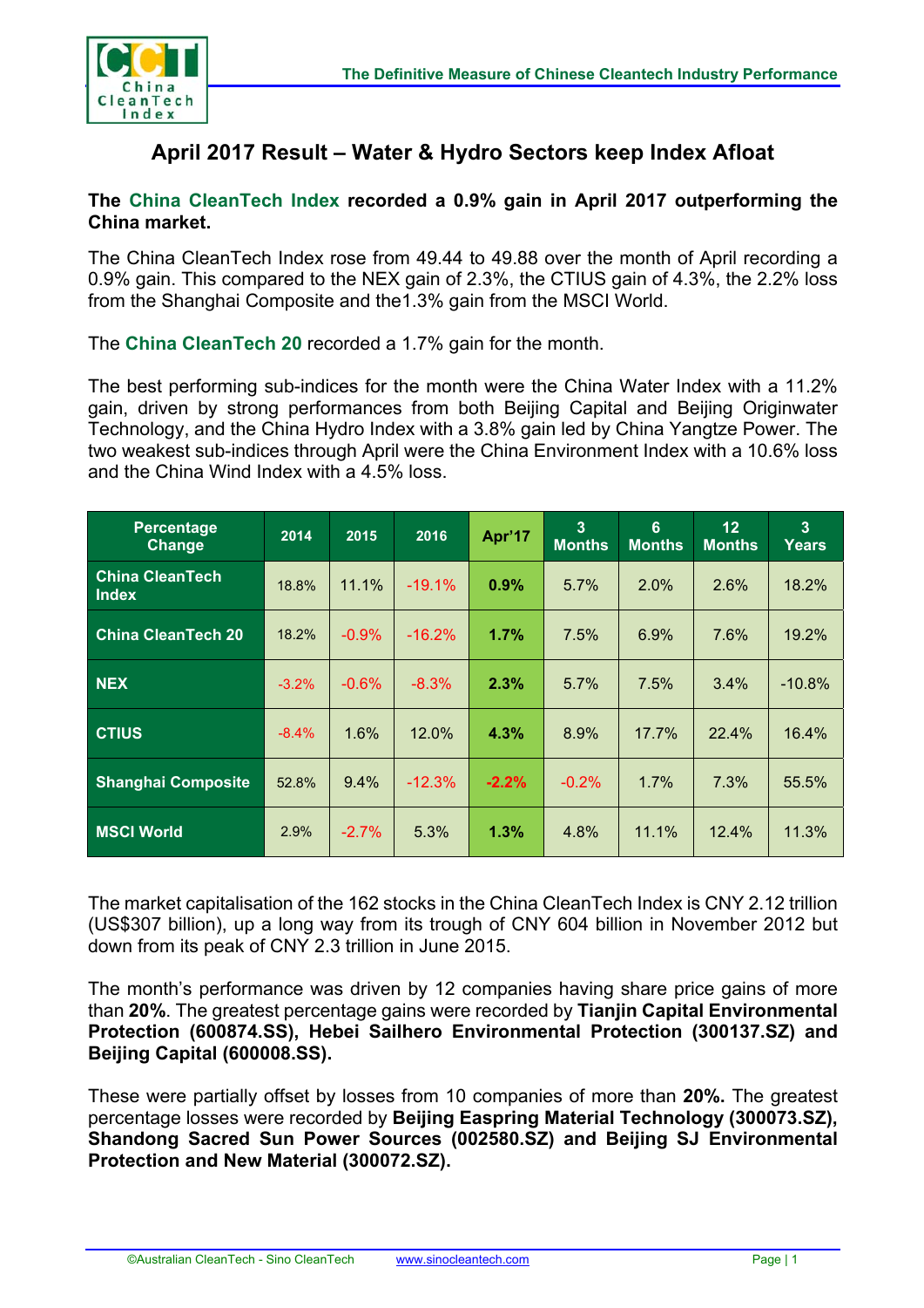# April 2017 Result – Water & Hydro Sectors keep Index Afloat

**The China CleanTech Index recorded a 0.9% gain in April 2017 outperforming the China market.**

The China CleanTech Index rose from 49.44 to 49.88 over the month of April recording a 0.9% gain. This compared to the NEX gain of 2.3%, the CTIUS gain of 4.3%, the 2.2% loss from the Shanghai Composite and the1.3% gain from the MSCI World.

The **China CleanTech 20** recorded a 1.7% gain for the month.

The best performing sub-indices for the month were the China Water Index with a 11.2% gain, driven by strong performances from both Beijing Capital and Beijing Originwater Technology, and the China Hydro Index with a 3.8% gain led by China Yangtze Power. The two weakest sub-indices through April were the China Environment Index with a 10.6% loss and the China Wind Index with a 4.5% loss.

| Percentage Change | 2014 | 2015 | 2016 | Apr'17 | 3 Months | 6 Months | 12 Months | 3 Years |
|---|---|---|---|---|---|---|---|---|
| China CleanTech Index | 18.8% | 11.1% | -19.1% | **0.9%** | 5.7% | 2.0% | 2.6% | 18.2% |
| China CleanTech 20 | 18.2% | -0.9% | -16.2% | **1.7%** | 7.5% | 6.9% | 7.6% | 19.2% |
| NEX | -3.2% | -0.6% | -8.3% | **2.3%** | 5.7% | 7.5% | 3.4% | -10.8% |
| CTIUS | -8.4% | 1.6% | 12.0% | **4.3%** | 8.9% | 17.7% | 22.4% | 16.4% |
| Shanghai Composite | 52.8% | 9.4% | -12.3% | **-2.2%** | -0.2% | 1.7% | 7.3% | 55.5% |
| MSCI World | 2.9% | -2.7% | 5.3% | **1.3%** | 4.8% | 11.1% | 12.4% | 11.3% |

The market capitalisation of the 162 stocks in the China CleanTech Index is CNY 2.12 trillion (US$307 billion), up a long way from its trough of CNY 604 billion in November 2012 but down from its peak of CNY 2.3 trillion in June 2015.

The month's performance was driven by 12 companies having share price gains of more than **20%**. The greatest percentage gains were recorded by **Tianjin Capital Environmental Protection (600874.SS), Hebei Sailhero Environmental Protection (300137.SZ) and Beijing Capital (600008.SS).**

These were partially offset by losses from 10 companies of more than **20%.** The greatest percentage losses were recorded by **Beijing Easpring Material Technology (300073.SZ), Shandong Sacred Sun Power Sources (002580.SZ) and Beijing SJ Environmental Protection and New Material (300072.SZ).**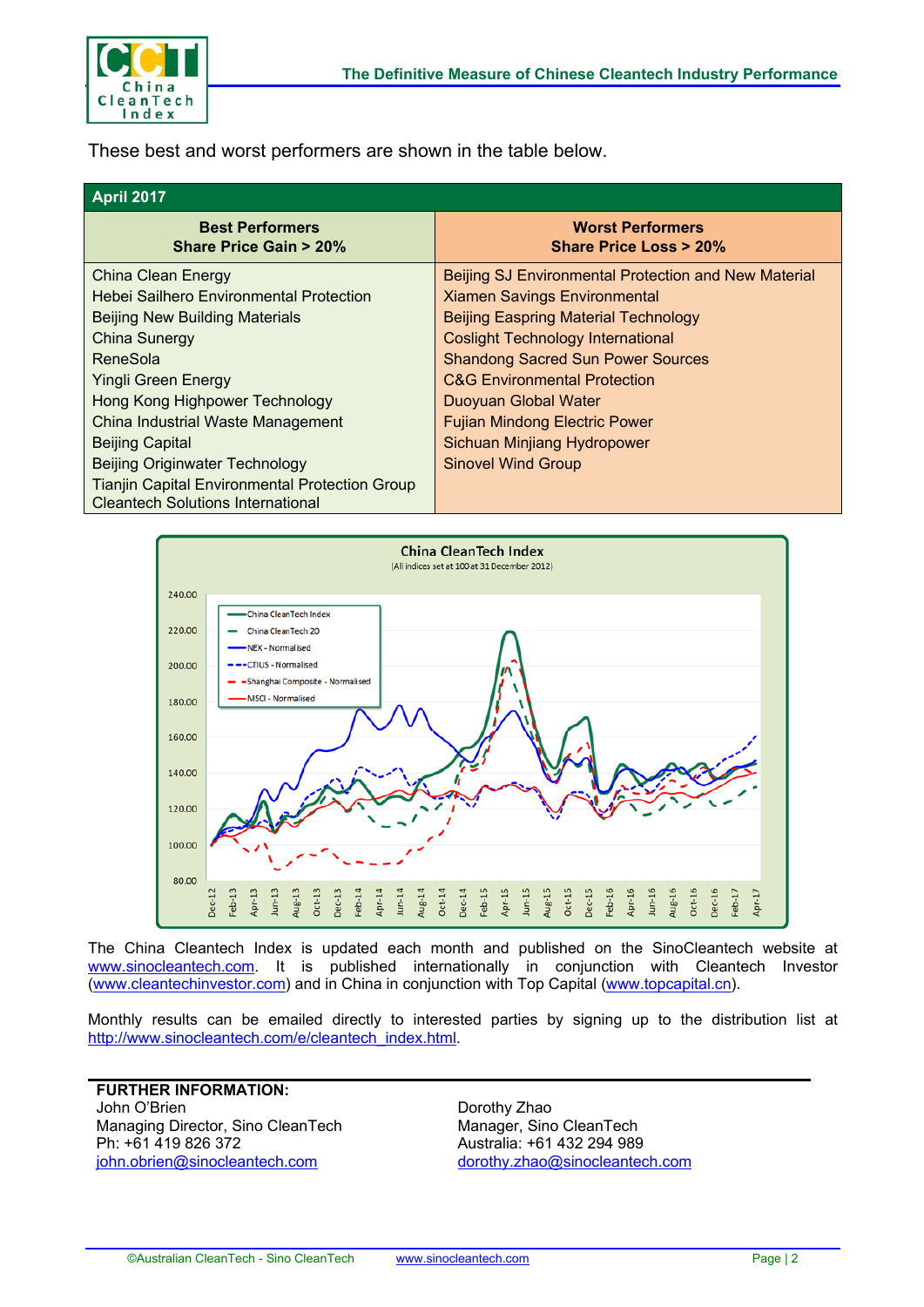These best and worst performers are shown in the table below.

| April 2017 | |
|---|---|
| **Best Performers Share Price Gain > 20%** | **Worst Performers Share Price Loss > 20%** |
| China Clean Energy | Beijing SJ Environmental Protection and New Material |
| Hebei Sailhero Environmental Protection | Xiamen Savings Environmental |
| Beijing New Building Materials | Beijing Easpring Material Technology |
| China Sunergy | Coslight Technology International |
| ReneSola | Shandong Sacred Sun Power Sources |
| Yingli Green Energy | C&G Environmental Protection |
| Hong Kong Highpower Technology | Duoyuan Global Water |
| China Industrial Waste Management | Fujian Mindong Electric Power |
| Beijing Capital | Sichuan Minjiang Hydropower |
| Beijing Originwater Technology | Sinovel Wind Group |
| Tianjin Capital Environmental Protection Group | |
| Cleantech Solutions International | |

China CleanTech Index
(All indices set at 100 at 31 December 2012)

China CleanTech Index
China CleanTech 20
NEX - Normalised
CTIUS - Normalised
Shanghai Composite - Normalised
MSCI - Normalised

240.00
220.00
200.00
180.00
160.00
140.00
120.00
100.00
80.00

Dec-12 Feb-13 Apr-13 Jun-13 Aug-13 Oct-13 Dec-13 Feb-14 Apr-14 Jun-14 Aug-14 Oct-14 Dec-14 Feb-15 Apr-15 Jun-15 Aug-15 Oct-15 Dec-15 Feb-16 Apr-16 Jun-16 Aug-16 Oct-16 Dec-16 Feb-17 Apr-17

The China Cleantech Index is updated each month and published on the SinoCleantech website at www.sinocleantech.com. It is published internationally in conjunction with Cleantech Investor (www.cleantechinvestor.com) and in China in conjunction with Top Capital (www.topcapital.cn).

Monthly results can be emailed directly to interested parties by signing up to the distribution list at http://www.sinocleantech.com/e/cleantech_index.html.

**FURTHER INFORMATION:**

John O'Brien
Managing Director, Sino CleanTech
Ph: +61 419 826 372
john.obrien@sinocleantech.com

Dorothy Zhao
Manager, Sino CleanTech
Australia: +61 432 294 989
dorothy.zhao@sinocleantech.com